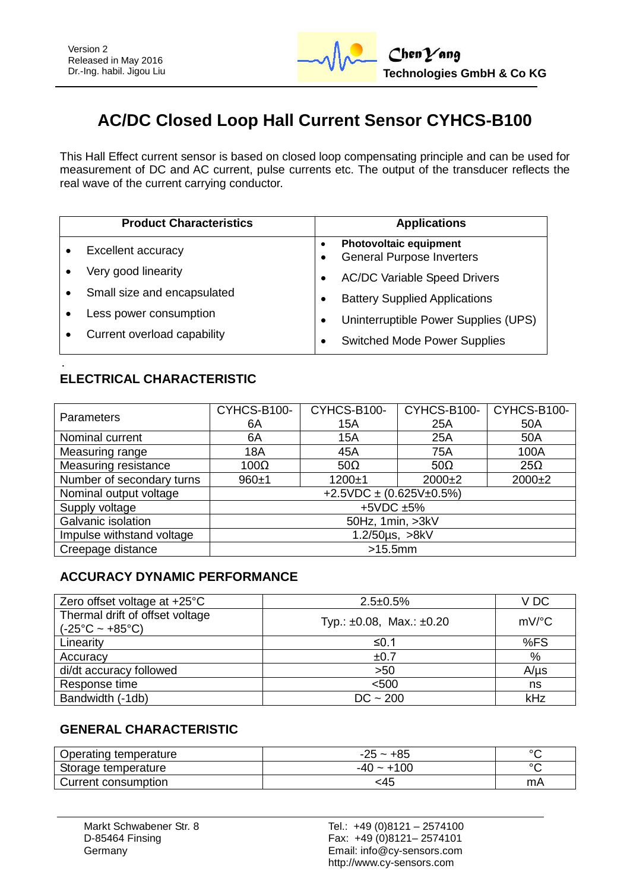Version 2
Released in May 2016
Dr.-Ing. habil. Jigou Liu

**ChenYang Technologies GmbH & Co KG**

# AC/DC Closed Loop Hall Current Sensor CYHCS-B100

This Hall Effect current sensor is based on closed loop compensating principle and can be used for measurement of DC and AC current, pulse currents etc. The output of the transducer reflects the real wave of the current carrying conductor.

| Product Characteristics | Applications |
|---|---|
| • Excellent accuracy<br>• Very good linearity<br>• Small size and encapsulated<br>• Less power consumption<br>• Current overload capability | • **Photovoltaic equipment**<br>• General Purpose Inverters<br>• AC/DC Variable Speed Drivers<br>• Battery Supplied Applications<br>• Uninterruptible Power Supplies (UPS)<br>• Switched Mode Power Supplies |

## ELECTRICAL CHARACTERISTIC

| Parameters | CYHCS-B100-6A | CYHCS-B100-15A | CYHCS-B100-25A | CYHCS-B100-50A |
|---|---|---|---|---|
| Nominal current | 6A | 15A | 25A | 50A |
| Measuring range | 18A | 45A | 75A | 100A |
| Measuring resistance | 100Ω | 50Ω | 50Ω | 25Ω |
| Number of secondary turns | 960±1 | 1200±1 | 2000±2 | 2000±2 |
| Nominal output voltage | +2.5VDC ± (0.625V±0.5%) | | | |
| Supply voltage | +5VDC ±5% | | | |
| Galvanic isolation | 50Hz, 1min, >3kV | | | |
| Impulse withstand voltage | 1.2/50µs, >8kV | | | |
| Creepage distance | >15.5mm | | | |

## ACCURACY DYNAMIC PERFORMANCE

| Zero offset voltage at +25°C | 2.5±0.5% | V DC |
|---|---|---|
| Thermal drift of offset voltage (-25°C ~ +85°C) | Typ.: ±0.08, Max.: ±0.20 | mV/°C |
| Linearity | ≤0.1 | %FS |
| Accuracy | ±0.7 | % |
| di/dt accuracy followed | >50 | A/µs |
| Response time | <500 | ns |
| Bandwidth (-1db) | DC ~ 200 | kHz |

## GENERAL CHARACTERISTIC

| Operating temperature | -25 ~ +85 | °C |
|---|---|---|
| Storage temperature | -40 ~ +100 | °C |
| Current consumption | <45 | mA |

Markt Schwabener Str. 8
D-85464 Finsing
Germany

Tel.: +49 (0)8121 – 2574100
Fax: +49 (0)8121– 2574101
Email: info@cy-sensors.com
http://www.cy-sensors.com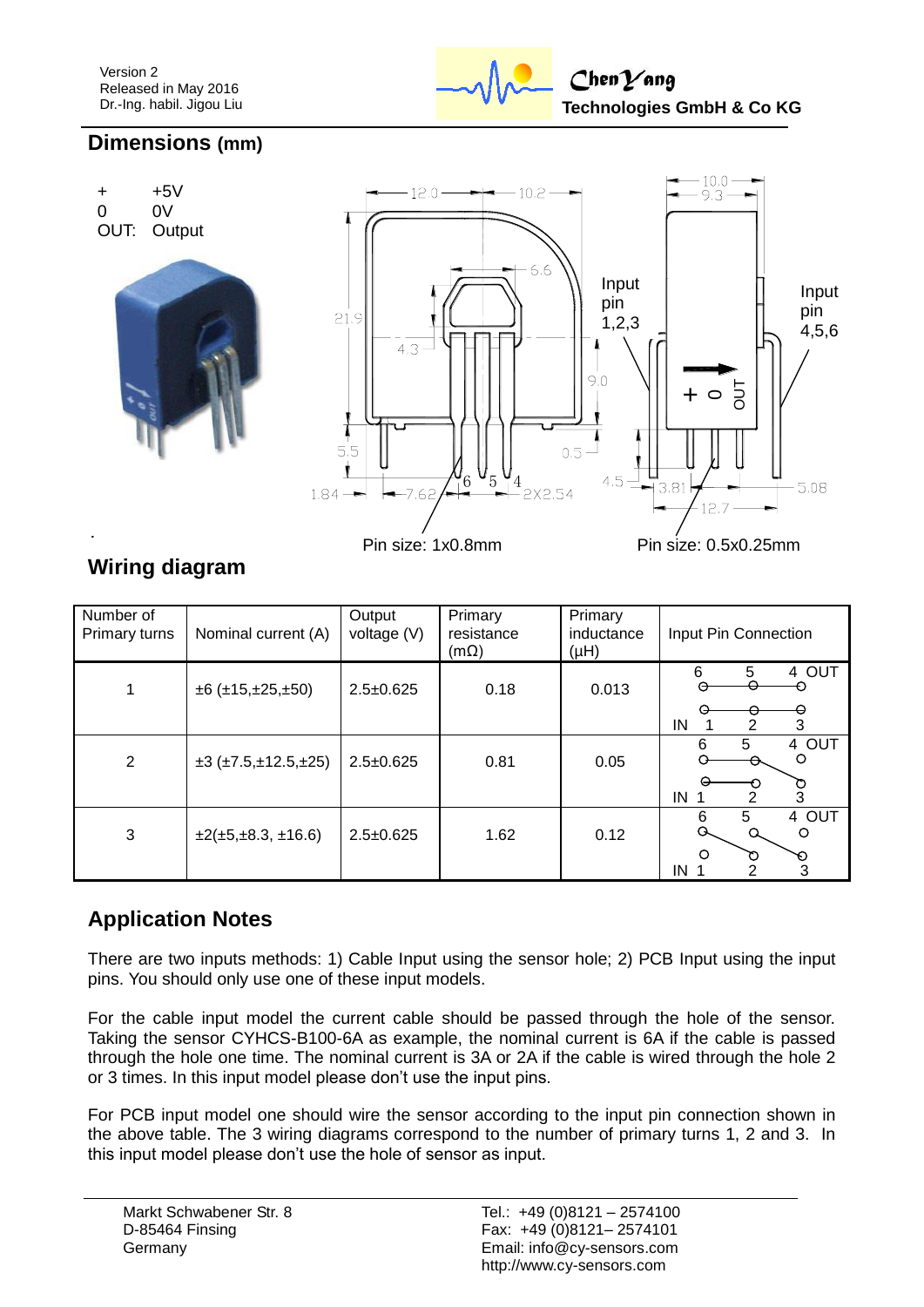## Dimensions (mm)

+ +5V
0 0V
OUT: Output

Input pin 1,2,3

Input pin 4,5,6

Pin size: 1x0.8mm

Pin size: 0.5x0.25mm

## Wiring diagram

| Number of Primary turns | Nominal current (A) | Output voltage (V) | Primary resistance (mΩ) | Primary inductance (µH) | Input Pin Connection |
|---|---|---|---|---|---|
| 1 | ±6 (±15,±25,±50) | 2.5±0.625 | 0.18 | 0.013 | |
| 2 | ±3 (±7.5,±12.5,±25) | 2.5±0.625 | 0.81 | 0.05 | |
| 3 | ±2(±5,±8.3, ±16.6) | 2.5±0.625 | 1.62 | 0.12 | |

## Application Notes

There are two inputs methods: 1) Cable Input using the sensor hole; 2) PCB Input using the input pins. You should only use one of these input models.

For the cable input model the current cable should be passed through the hole of the sensor. Taking the sensor CYHCS-B100-6A as example, the nominal current is 6A if the cable is passed through the hole one time. The nominal current is 3A or 2A if the cable is wired through the hole 2 or 3 times. In this input model please don't use the input pins.

For PCB input model one should wire the sensor according to the input pin connection shown in the above table. The 3 wiring diagrams correspond to the number of primary turns 1, 2 and 3. In this input model please don't use the hole of sensor as input.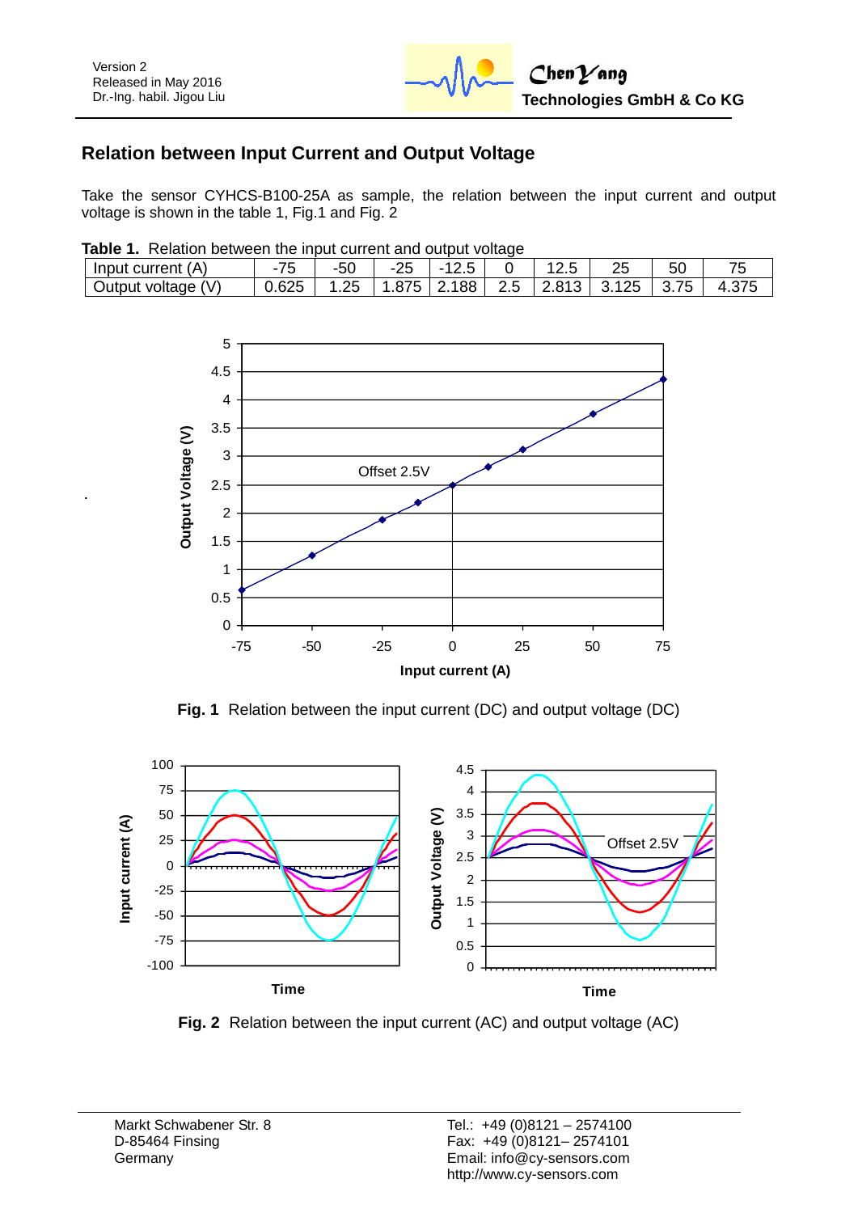## Relation between Input Current and Output Voltage

Take the sensor CYHCS-B100-25A as sample, the relation between the input current and output voltage is shown in the table 1, Fig.1 and Fig. 2

**Table 1.** Relation between the input current and output voltage

| | | | | | | | | | |
|---|---|---|---|---|---|---|---|---|---|
| Input current (A) | -75 | -50 | -25 | -12.5 | 0 | 12.5 | 25 | 50 | 75 |
| Output voltage (V) | 0.625 | 1.25 | 1.875 | 2.188 | 2.5 | 2.813 | 3.125 | 3.75 | 4.375 |

Output Voltage (V)
5
4.5
4
3.5
3
2.5
2
1.5
1
0.5
0
Offset 2.5V
-75 -50 -25 0 25 50 75
Input current (A)

**Fig. 1** Relation between the input current (DC) and output voltage (DC)

Input current (A)
100
75
50
25
0
-25
-50
-75
-100
Time

Output Voltage (V)
4.5
4
3.5
3
2.5
2
1.5
1
0.5
0
Offset 2.5V
Time

**Fig. 2** Relation between the input current (AC) and output voltage (AC)

Markt Schwabener Str. 8
D-85464 Finsing
Germany

Tel.: +49 (0)8121 – 2574100
Fax: +49 (0)8121– 2574101
Email: info@cy-sensors.com
http://www.cy-sensors.com